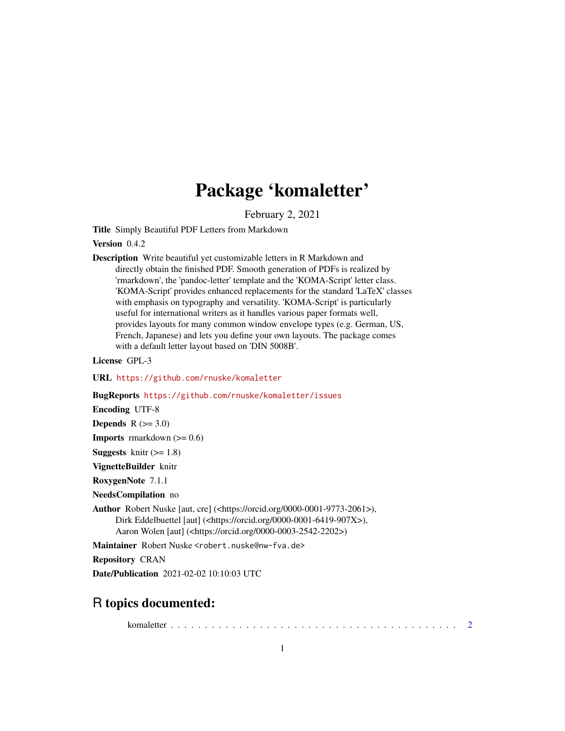# Package 'komaletter'

February 2, 2021

**Title** Simply Beautiful PDF Letters from Markdown

**Version** 0.4.2

**Description** Write beautiful yet customizable letters in R Markdown and directly obtain the finished PDF. Smooth generation of PDFs is realized by 'rmarkdown', the 'pandoc-letter' template and the 'KOMA-Script' letter class. 'KOMA-Script' provides enhanced replacements for the standard 'LaTeX' classes with emphasis on typography and versatility. 'KOMA-Script' is particularly useful for international writers as it handles various paper formats well, provides layouts for many common window envelope types (e.g. German, US, French, Japanese) and lets you define your own layouts. The package comes with a default letter layout based on 'DIN 5008B'.

**License** GPL-3

**URL** https://github.com/rnuske/komaletter

**BugReports** https://github.com/rnuske/komaletter/issues

**Encoding** UTF-8

**Depends** R (>= 3.0)

**Imports** rmarkdown (>= 0.6)

**Suggests** knitr (>= 1.8)

**VignetteBuilder** knitr

**RoxygenNote** 7.1.1

**NeedsCompilation** no

**Author** Robert Nuske [aut, cre] (<https://orcid.org/0000-0001-9773-2061>), Dirk Eddelbuettel [aut] (<https://orcid.org/0000-0001-6419-907X>), Aaron Wolen [aut] (<https://orcid.org/0000-0003-2542-2202>)

**Maintainer** Robert Nuske <robert.nuske@nw-fva.de>

**Repository** CRAN

**Date/Publication** 2021-02-02 10:10:03 UTC

## R topics documented:

komaletter . . . . . . . . . . . . . . . . . . . . . . . . . . . . . . . . . . . . . . . . . . 2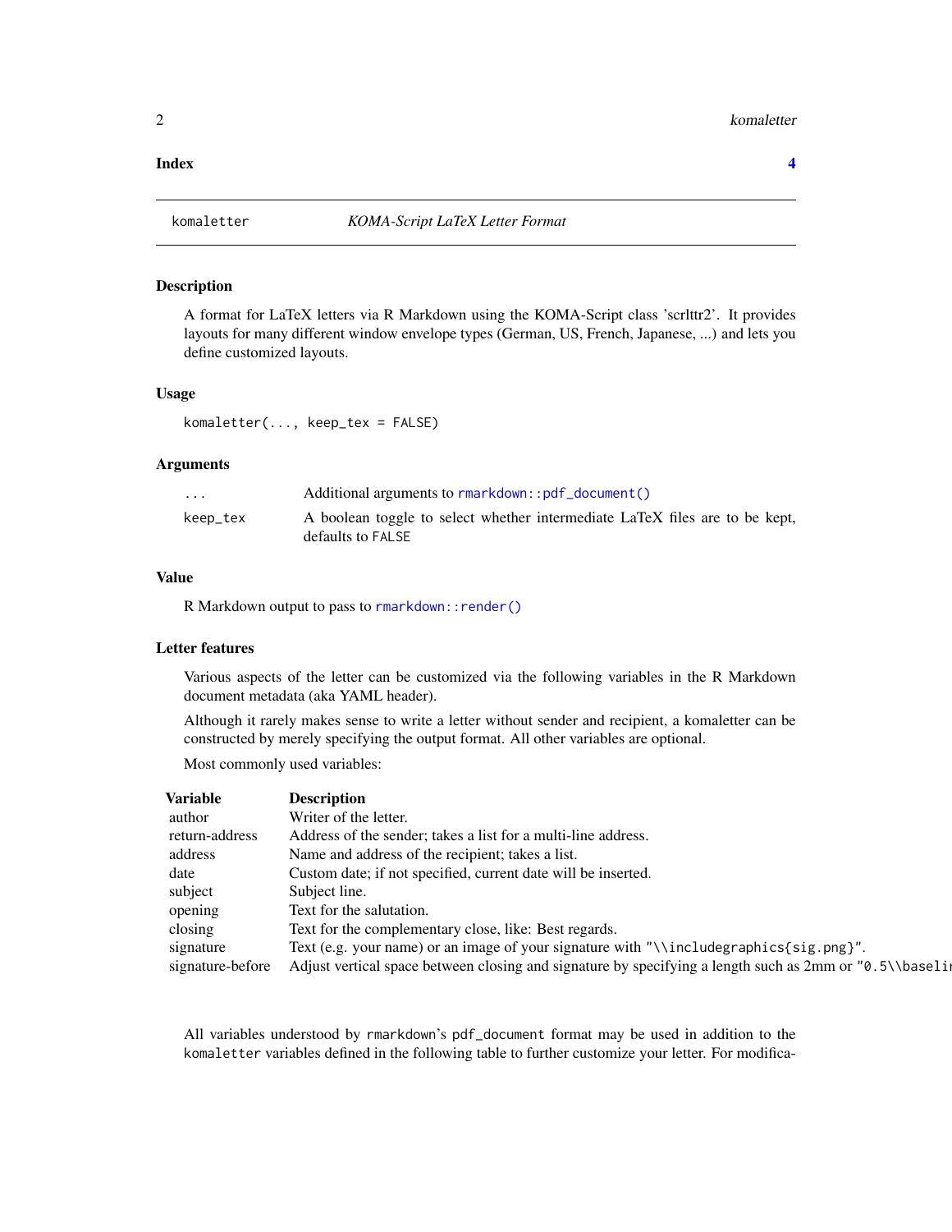Index 4

## komaletter — *KOMA-Script LaTeX Letter Format*

### Description

A format for LaTeX letters via R Markdown using the KOMA-Script class 'scrlttr2'. It provides layouts for many different window envelope types (German, US, French, Japanese, ...) and lets you define customized layouts.

### Usage

```
komaletter(..., keep_tex = FALSE)
```

### Arguments

| | |
|---|---|
| `...` | Additional arguments to `rmarkdown::pdf_document()` |
| `keep_tex` | A boolean toggle to select whether intermediate LaTeX files are to be kept, defaults to `FALSE` |

### Value

R Markdown output to pass to `rmarkdown::render()`

### Letter features

Various aspects of the letter can be customized via the following variables in the R Markdown document metadata (aka YAML header).

Although it rarely makes sense to write a letter without sender and recipient, a komaletter can be constructed by merely specifying the output format. All other variables are optional.

Most commonly used variables:

| Variable | Description |
|---|---|
| author | Writer of the letter. |
| return-address | Address of the sender; takes a list for a multi-line address. |
| address | Name and address of the recipient; takes a list. |
| date | Custom date; if not specified, current date will be inserted. |
| subject | Subject line. |
| opening | Text for the salutation. |
| closing | Text for the complementary close, like: Best regards. |
| signature | Text (e.g. your name) or an image of your signature with `"\\includegraphics{sig.png}"`. |
| signature-before | Adjust vertical space between closing and signature by specifying a length such as 2mm or `"0.5\\baseli` |

All variables understood by rmarkdown's `pdf_document` format may be used in addition to the `komaletter` variables defined in the following table to further customize your letter. For modifica-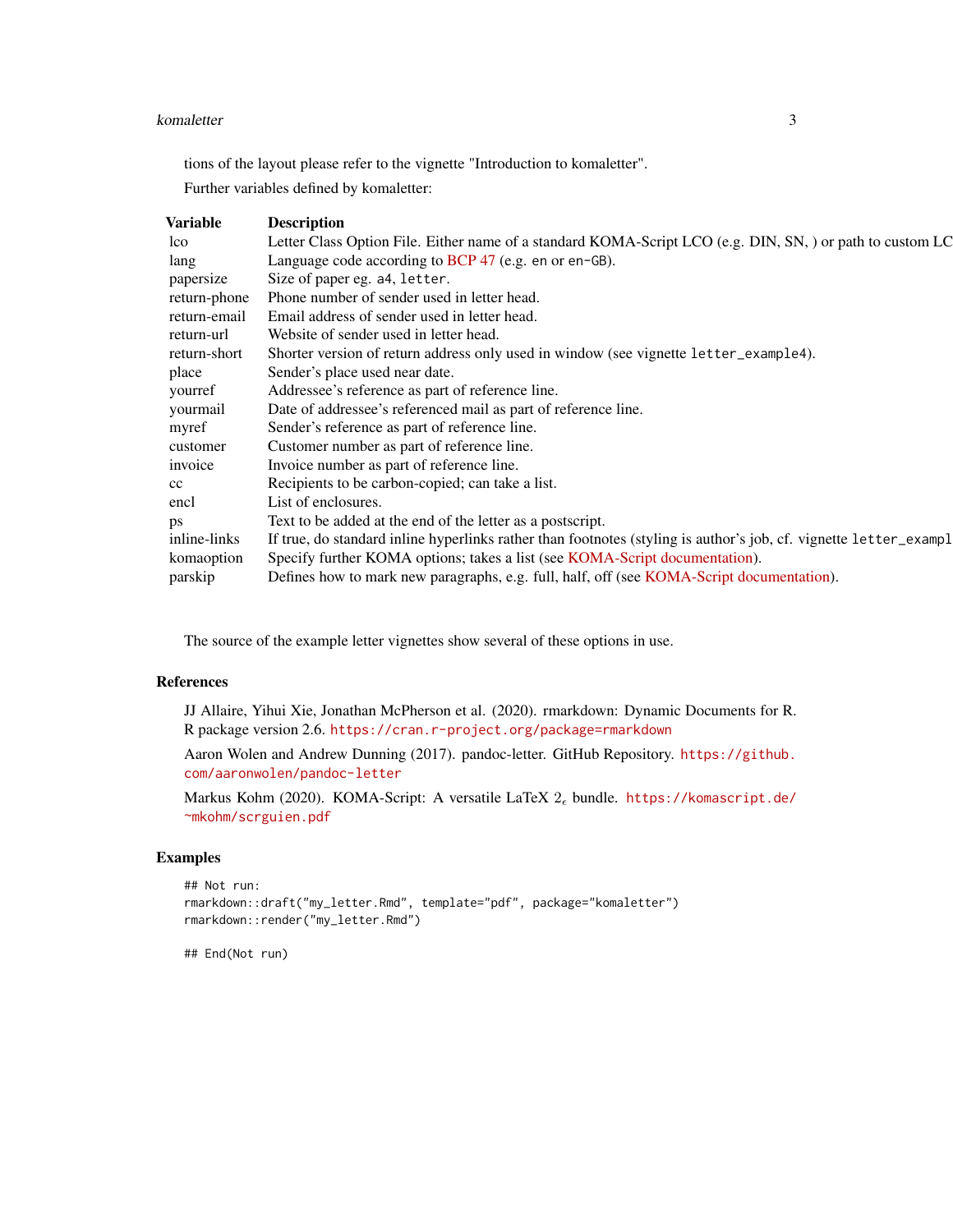tions of the layout please refer to the vignette "Introduction to komaletter".

Further variables defined by komaletter:

| Variable | Description |
|---|---|
| lco | Letter Class Option File. Either name of a standard KOMA-Script LCO (e.g. DIN, SN, ) or path to custom LC |
| lang | Language code according to BCP 47 (e.g. `en` or `en-GB`). |
| papersize | Size of paper eg. `a4`, `letter`. |
| return-phone | Phone number of sender used in letter head. |
| return-email | Email address of sender used in letter head. |
| return-url | Website of sender used in letter head. |
| return-short | Shorter version of return address only used in window (see vignette `letter_example4`). |
| place | Sender's place used near date. |
| yourref | Addressee's reference as part of reference line. |
| yourmail | Date of addressee's referenced mail as part of reference line. |
| myref | Sender's reference as part of reference line. |
| customer | Customer number as part of reference line. |
| invoice | Invoice number as part of reference line. |
| cc | Recipients to be carbon-copied; can take a list. |
| encl | List of enclosures. |
| ps | Text to be added at the end of the letter as a postscript. |
| inline-links | If true, do standard inline hyperlinks rather than footnotes (styling is author's job, cf. vignette `letter_exampl` |
| komaoption | Specify further KOMA options; takes a list (see KOMA-Script documentation). |
| parskip | Defines how to mark new paragraphs, e.g. full, half, off (see KOMA-Script documentation). |

The source of the example letter vignettes show several of these options in use.

## References

JJ Allaire, Yihui Xie, Jonathan McPherson et al. (2020). rmarkdown: Dynamic Documents for R. R package version 2.6. https://cran.r-project.org/package=rmarkdown

Aaron Wolen and Andrew Dunning (2017). pandoc-letter. GitHub Repository. https://github.com/aaronwolen/pandoc-letter

Markus Kohm (2020). KOMA-Script: A versatile LaTeX $2_\epsilon$ bundle. https://komascript.de/~mkohm/scrguien.pdf

## Examples

```
## Not run:
rmarkdown::draft("my_letter.Rmd", template="pdf", package="komaletter")
rmarkdown::render("my_letter.Rmd")

## End(Not run)
```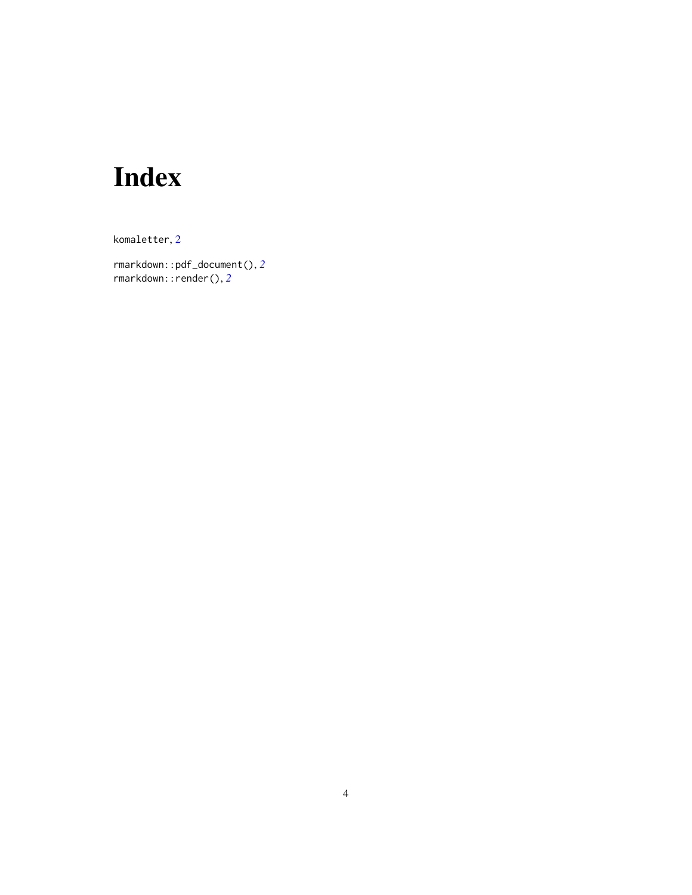# Index

`komaletter`, 2

`rmarkdown::pdf_document()`, *2*
`rmarkdown::render()`, *2*